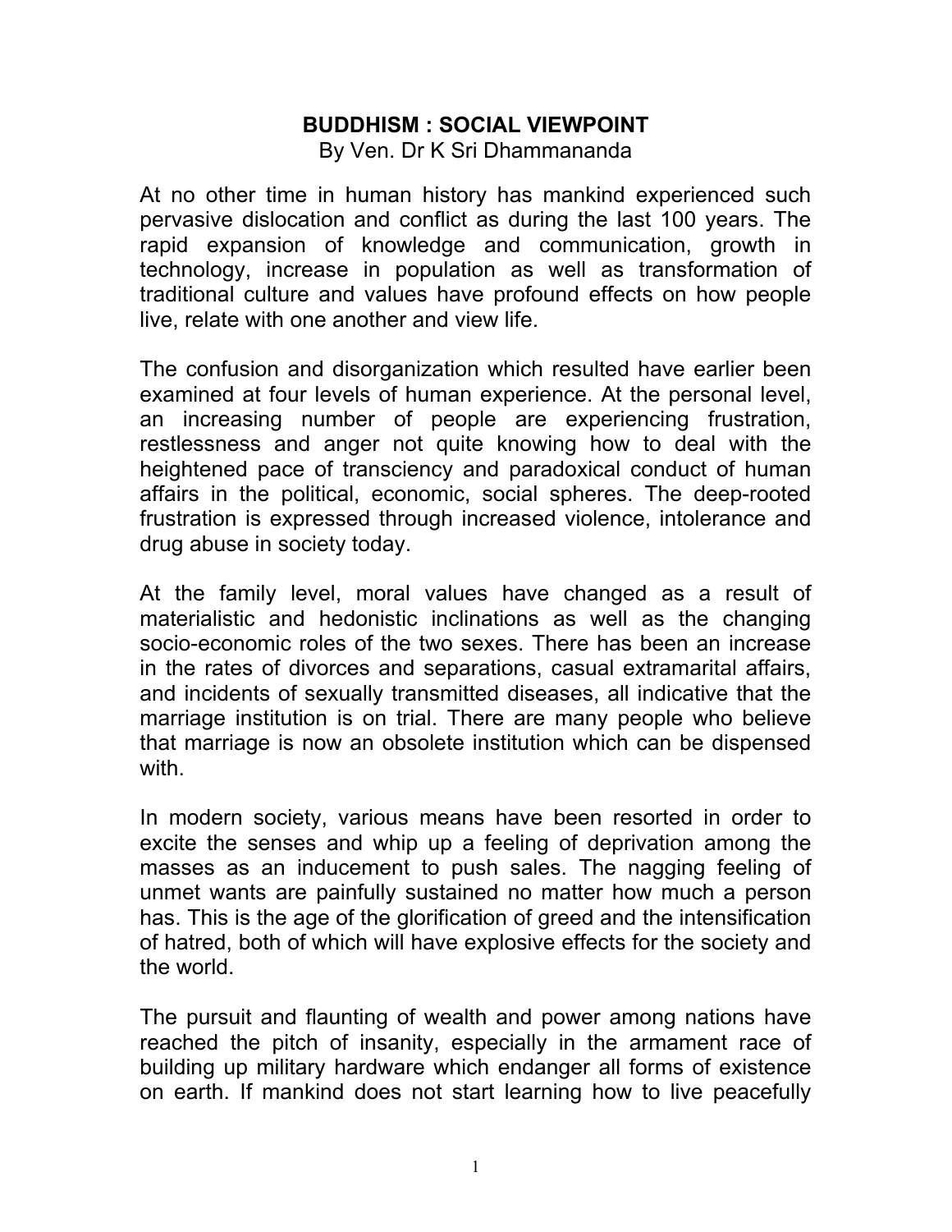# BUDDHISM : SOCIAL VIEWPOINT

By Ven. Dr K Sri Dhammananda

At no other time in human history has mankind experienced such pervasive dislocation and conflict as during the last 100 years. The rapid expansion of knowledge and communication, growth in technology, increase in population as well as transformation of traditional culture and values have profound effects on how people live, relate with one another and view life.

The confusion and disorganization which resulted have earlier been examined at four levels of human experience. At the personal level, an increasing number of people are experiencing frustration, restlessness and anger not quite knowing how to deal with the heightened pace of transciency and paradoxical conduct of human affairs in the political, economic, social spheres. The deep-rooted frustration is expressed through increased violence, intolerance and drug abuse in society today.

At the family level, moral values have changed as a result of materialistic and hedonistic inclinations as well as the changing socio-economic roles of the two sexes. There has been an increase in the rates of divorces and separations, casual extramarital affairs, and incidents of sexually transmitted diseases, all indicative that the marriage institution is on trial. There are many people who believe that marriage is now an obsolete institution which can be dispensed with.

In modern society, various means have been resorted in order to excite the senses and whip up a feeling of deprivation among the masses as an inducement to push sales. The nagging feeling of unmet wants are painfully sustained no matter how much a person has. This is the age of the glorification of greed and the intensification of hatred, both of which will have explosive effects for the society and the world.

The pursuit and flaunting of wealth and power among nations have reached the pitch of insanity, especially in the armament race of building up military hardware which endanger all forms of existence on earth. If mankind does not start learning how to live peacefully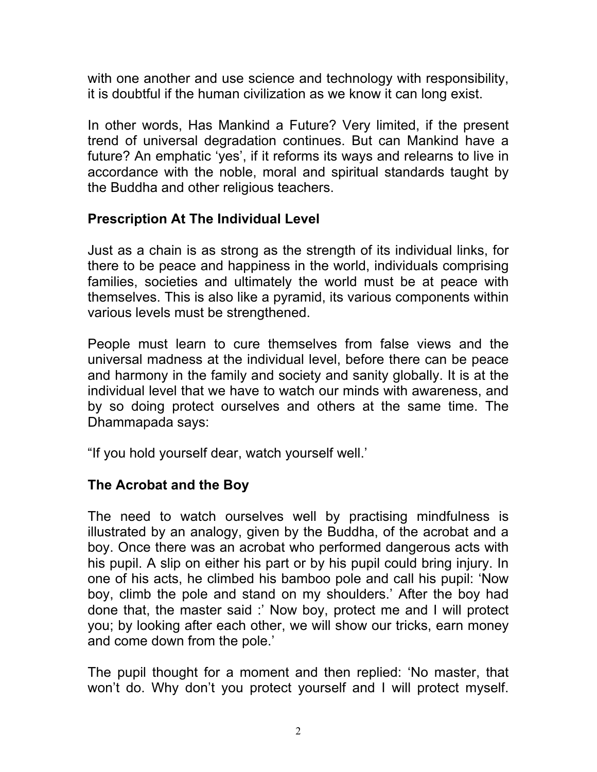with one another and use science and technology with responsibility, it is doubtful if the human civilization as we know it can long exist.

In other words, Has Mankind a Future? Very limited, if the present trend of universal degradation continues. But can Mankind have a future? An emphatic 'yes', if it reforms its ways and relearns to live in accordance with the noble, moral and spiritual standards taught by the Buddha and other religious teachers.

## Prescription At The Individual Level

Just as a chain is as strong as the strength of its individual links, for there to be peace and happiness in the world, individuals comprising families, societies and ultimately the world must be at peace with themselves. This is also like a pyramid, its various components within various levels must be strengthened.

People must learn to cure themselves from false views and the universal madness at the individual level, before there can be peace and harmony in the family and society and sanity globally. It is at the individual level that we have to watch our minds with awareness, and by so doing protect ourselves and others at the same time. The Dhammapada says:

"If you hold yourself dear, watch yourself well.'

## The Acrobat and the Boy

The need to watch ourselves well by practising mindfulness is illustrated by an analogy, given by the Buddha, of the acrobat and a boy. Once there was an acrobat who performed dangerous acts with his pupil. A slip on either his part or by his pupil could bring injury. In one of his acts, he climbed his bamboo pole and call his pupil: 'Now boy, climb the pole and stand on my shoulders.' After the boy had done that, the master said :' Now boy, protect me and I will protect you; by looking after each other, we will show our tricks, earn money and come down from the pole.'

The pupil thought for a moment and then replied: 'No master, that won't do. Why don't you protect yourself and I will protect myself.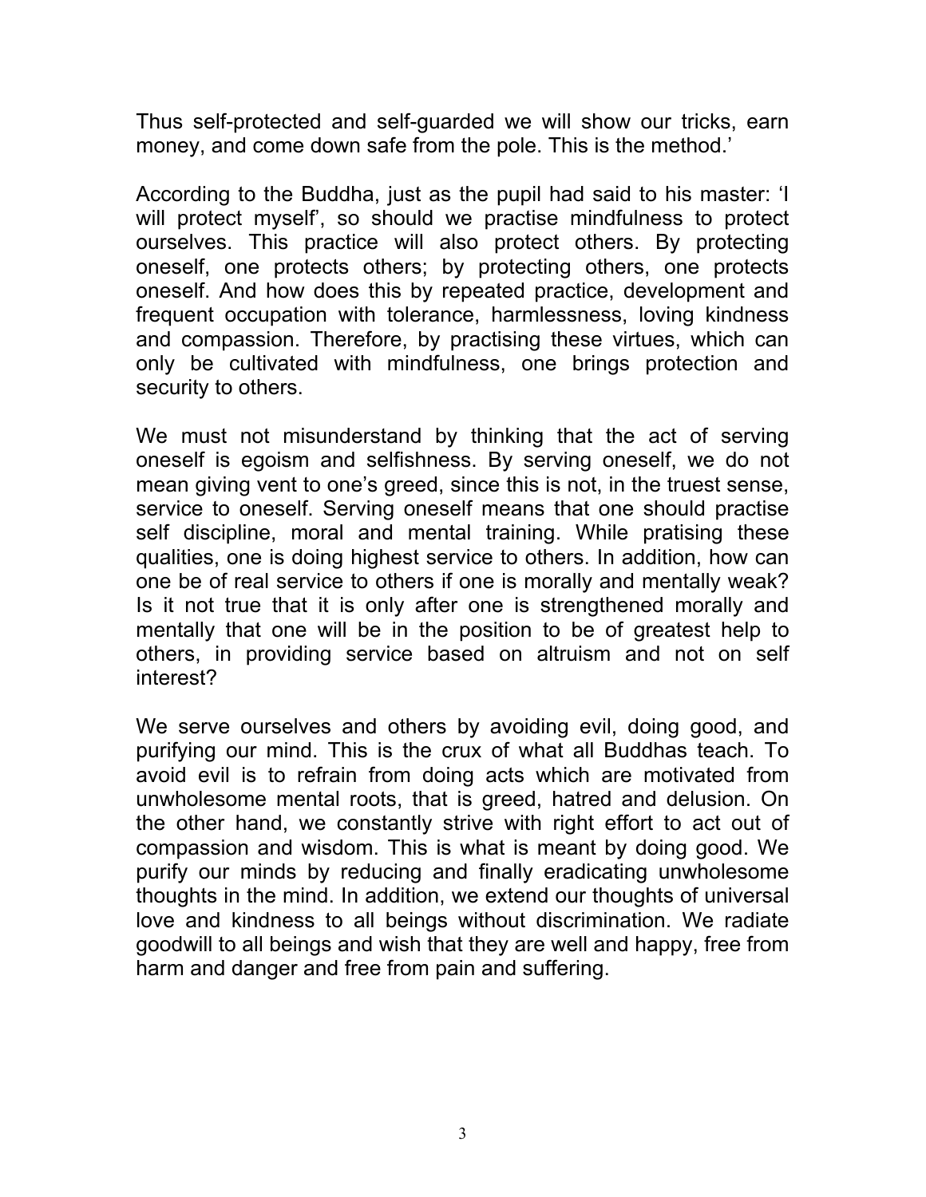Thus self-protected and self-guarded we will show our tricks, earn money, and come down safe from the pole. This is the method.'

According to the Buddha, just as the pupil had said to his master: 'I will protect myself', so should we practise mindfulness to protect ourselves. This practice will also protect others. By protecting oneself, one protects others; by protecting others, one protects oneself. And how does this by repeated practice, development and frequent occupation with tolerance, harmlessness, loving kindness and compassion. Therefore, by practising these virtues, which can only be cultivated with mindfulness, one brings protection and security to others.

We must not misunderstand by thinking that the act of serving oneself is egoism and selfishness. By serving oneself, we do not mean giving vent to one's greed, since this is not, in the truest sense, service to oneself. Serving oneself means that one should practise self discipline, moral and mental training. While pratising these qualities, one is doing highest service to others. In addition, how can one be of real service to others if one is morally and mentally weak? Is it not true that it is only after one is strengthened morally and mentally that one will be in the position to be of greatest help to others, in providing service based on altruism and not on self interest?

We serve ourselves and others by avoiding evil, doing good, and purifying our mind. This is the crux of what all Buddhas teach. To avoid evil is to refrain from doing acts which are motivated from unwholesome mental roots, that is greed, hatred and delusion. On the other hand, we constantly strive with right effort to act out of compassion and wisdom. This is what is meant by doing good. We purify our minds by reducing and finally eradicating unwholesome thoughts in the mind. In addition, we extend our thoughts of universal love and kindness to all beings without discrimination. We radiate goodwill to all beings and wish that they are well and happy, free from harm and danger and free from pain and suffering.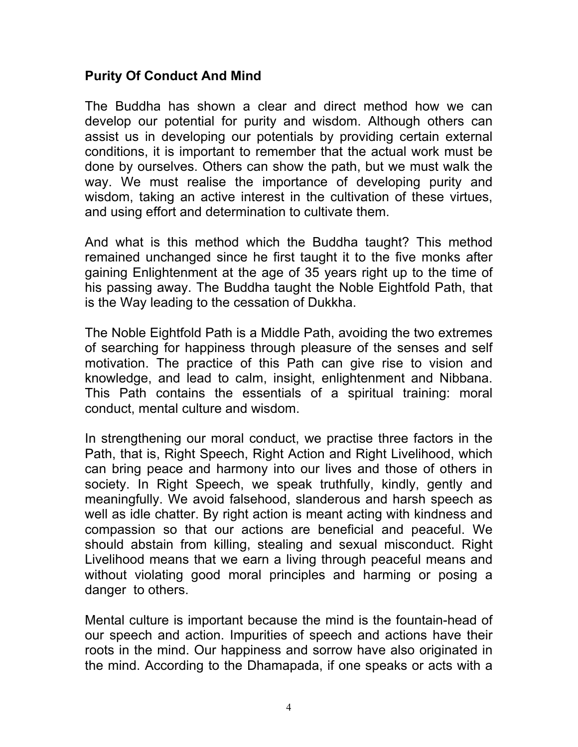**Purity Of Conduct And Mind**

The Buddha has shown a clear and direct method how we can develop our potential for purity and wisdom. Although others can assist us in developing our potentials by providing certain external conditions, it is important to remember that the actual work must be done by ourselves. Others can show the path, but we must walk the way. We must realise the importance of developing purity and wisdom, taking an active interest in the cultivation of these virtues, and using effort and determination to cultivate them.

And what is this method which the Buddha taught? This method remained unchanged since he first taught it to the five monks after gaining Enlightenment at the age of 35 years right up to the time of his passing away. The Buddha taught the Noble Eightfold Path, that is the Way leading to the cessation of Dukkha.

The Noble Eightfold Path is a Middle Path, avoiding the two extremes of searching for happiness through pleasure of the senses and self motivation. The practice of this Path can give rise to vision and knowledge, and lead to calm, insight, enlightenment and Nibbana. This Path contains the essentials of a spiritual training: moral conduct, mental culture and wisdom.

In strengthening our moral conduct, we practise three factors in the Path, that is, Right Speech, Right Action and Right Livelihood, which can bring peace and harmony into our lives and those of others in society. In Right Speech, we speak truthfully, kindly, gently and meaningfully. We avoid falsehood, slanderous and harsh speech as well as idle chatter. By right action is meant acting with kindness and compassion so that our actions are beneficial and peaceful. We should abstain from killing, stealing and sexual misconduct. Right Livelihood means that we earn a living through peaceful means and without violating good moral principles and harming or posing a danger to others.

Mental culture is important because the mind is the fountain-head of our speech and action. Impurities of speech and actions have their roots in the mind. Our happiness and sorrow have also originated in the mind. According to the Dhamapada, if one speaks or acts with a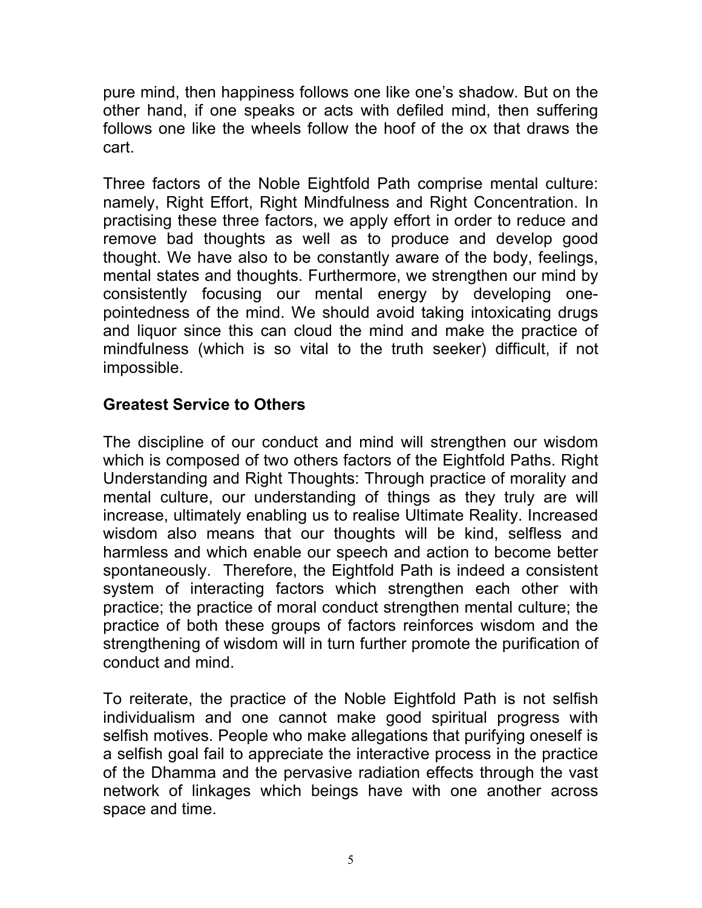pure mind, then happiness follows one like one's shadow. But on the other hand, if one speaks or acts with defiled mind, then suffering follows one like the wheels follow the hoof of the ox that draws the cart.

Three factors of the Noble Eightfold Path comprise mental culture: namely, Right Effort, Right Mindfulness and Right Concentration. In practising these three factors, we apply effort in order to reduce and remove bad thoughts as well as to produce and develop good thought. We have also to be constantly aware of the body, feelings, mental states and thoughts. Furthermore, we strengthen our mind by consistently focusing our mental energy by developing one-pointedness of the mind. We should avoid taking intoxicating drugs and liquor since this can cloud the mind and make the practice of mindfulness (which is so vital to the truth seeker) difficult, if not impossible.

## Greatest Service to Others

The discipline of our conduct and mind will strengthen our wisdom which is composed of two others factors of the Eightfold Paths. Right Understanding and Right Thoughts: Through practice of morality and mental culture, our understanding of things as they truly are will increase, ultimately enabling us to realise Ultimate Reality. Increased wisdom also means that our thoughts will be kind, selfless and harmless and which enable our speech and action to become better spontaneously. Therefore, the Eightfold Path is indeed a consistent system of interacting factors which strengthen each other with practice; the practice of moral conduct strengthen mental culture; the practice of both these groups of factors reinforces wisdom and the strengthening of wisdom will in turn further promote the purification of conduct and mind.

To reiterate, the practice of the Noble Eightfold Path is not selfish individualism and one cannot make good spiritual progress with selfish motives. People who make allegations that purifying oneself is a selfish goal fail to appreciate the interactive process in the practice of the Dhamma and the pervasive radiation effects through the vast network of linkages which beings have with one another across space and time.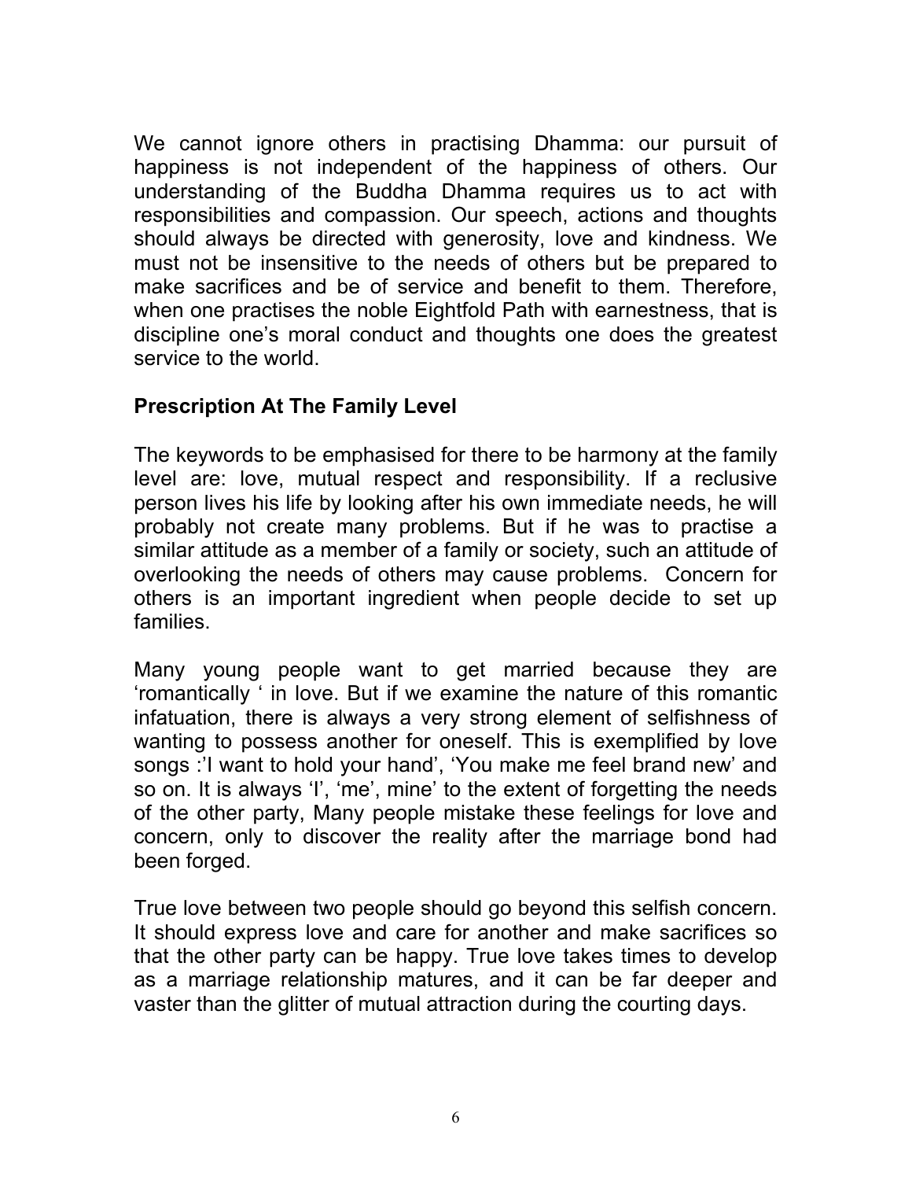We cannot ignore others in practising Dhamma: our pursuit of happiness is not independent of the happiness of others. Our understanding of the Buddha Dhamma requires us to act with responsibilities and compassion. Our speech, actions and thoughts should always be directed with generosity, love and kindness. We must not be insensitive to the needs of others but be prepared to make sacrifices and be of service and benefit to them. Therefore, when one practises the noble Eightfold Path with earnestness, that is discipline one's moral conduct and thoughts one does the greatest service to the world.

## Prescription At The Family Level

The keywords to be emphasised for there to be harmony at the family level are: love, mutual respect and responsibility. If a reclusive person lives his life by looking after his own immediate needs, he will probably not create many problems. But if he was to practise a similar attitude as a member of a family or society, such an attitude of overlooking the needs of others may cause problems. Concern for others is an important ingredient when people decide to set up families.

Many young people want to get married because they are 'romantically ' in love. But if we examine the nature of this romantic infatuation, there is always a very strong element of selfishness of wanting to possess another for oneself. This is exemplified by love songs :'I want to hold your hand', 'You make me feel brand new' and so on. It is always 'I', 'me', mine' to the extent of forgetting the needs of the other party, Many people mistake these feelings for love and concern, only to discover the reality after the marriage bond had been forged.

True love between two people should go beyond this selfish concern. It should express love and care for another and make sacrifices so that the other party can be happy. True love takes times to develop as a marriage relationship matures, and it can be far deeper and vaster than the glitter of mutual attraction during the courting days.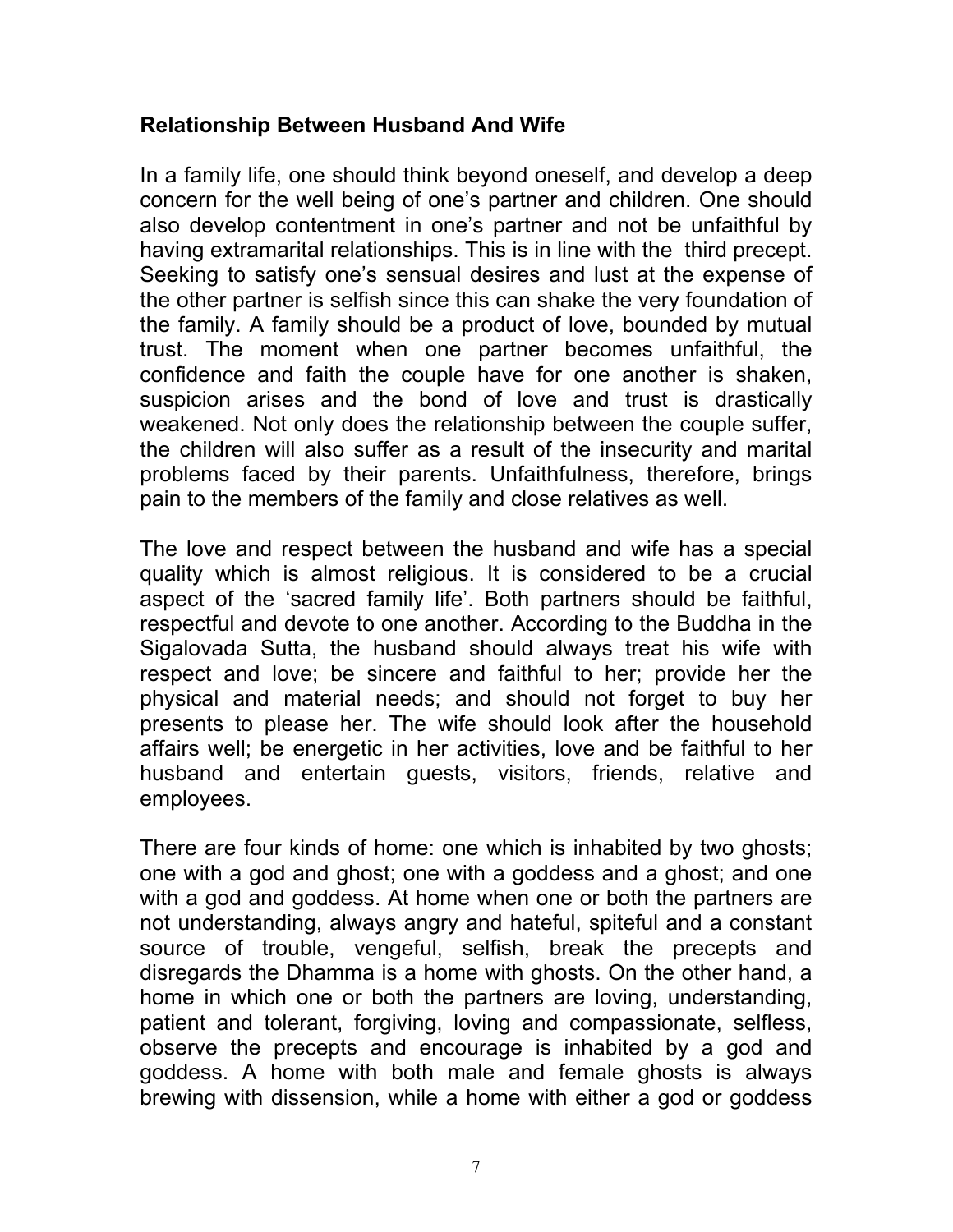## Relationship Between Husband And Wife

In a family life, one should think beyond oneself, and develop a deep concern for the well being of one's partner and children. One should also develop contentment in one's partner and not be unfaithful by having extramarital relationships. This is in line with the third precept. Seeking to satisfy one's sensual desires and lust at the expense of the other partner is selfish since this can shake the very foundation of the family. A family should be a product of love, bounded by mutual trust. The moment when one partner becomes unfaithful, the confidence and faith the couple have for one another is shaken, suspicion arises and the bond of love and trust is drastically weakened. Not only does the relationship between the couple suffer, the children will also suffer as a result of the insecurity and marital problems faced by their parents. Unfaithfulness, therefore, brings pain to the members of the family and close relatives as well.

The love and respect between the husband and wife has a special quality which is almost religious. It is considered to be a crucial aspect of the 'sacred family life'. Both partners should be faithful, respectful and devote to one another. According to the Buddha in the Sigalovada Sutta, the husband should always treat his wife with respect and love; be sincere and faithful to her; provide her the physical and material needs; and should not forget to buy her presents to please her. The wife should look after the household affairs well; be energetic in her activities, love and be faithful to her husband and entertain guests, visitors, friends, relative and employees.

There are four kinds of home: one which is inhabited by two ghosts; one with a god and ghost; one with a goddess and a ghost; and one with a god and goddess. At home when one or both the partners are not understanding, always angry and hateful, spiteful and a constant source of trouble, vengeful, selfish, break the precepts and disregards the Dhamma is a home with ghosts. On the other hand, a home in which one or both the partners are loving, understanding, patient and tolerant, forgiving, loving and compassionate, selfless, observe the precepts and encourage is inhabited by a god and goddess. A home with both male and female ghosts is always brewing with dissension, while a home with either a god or goddess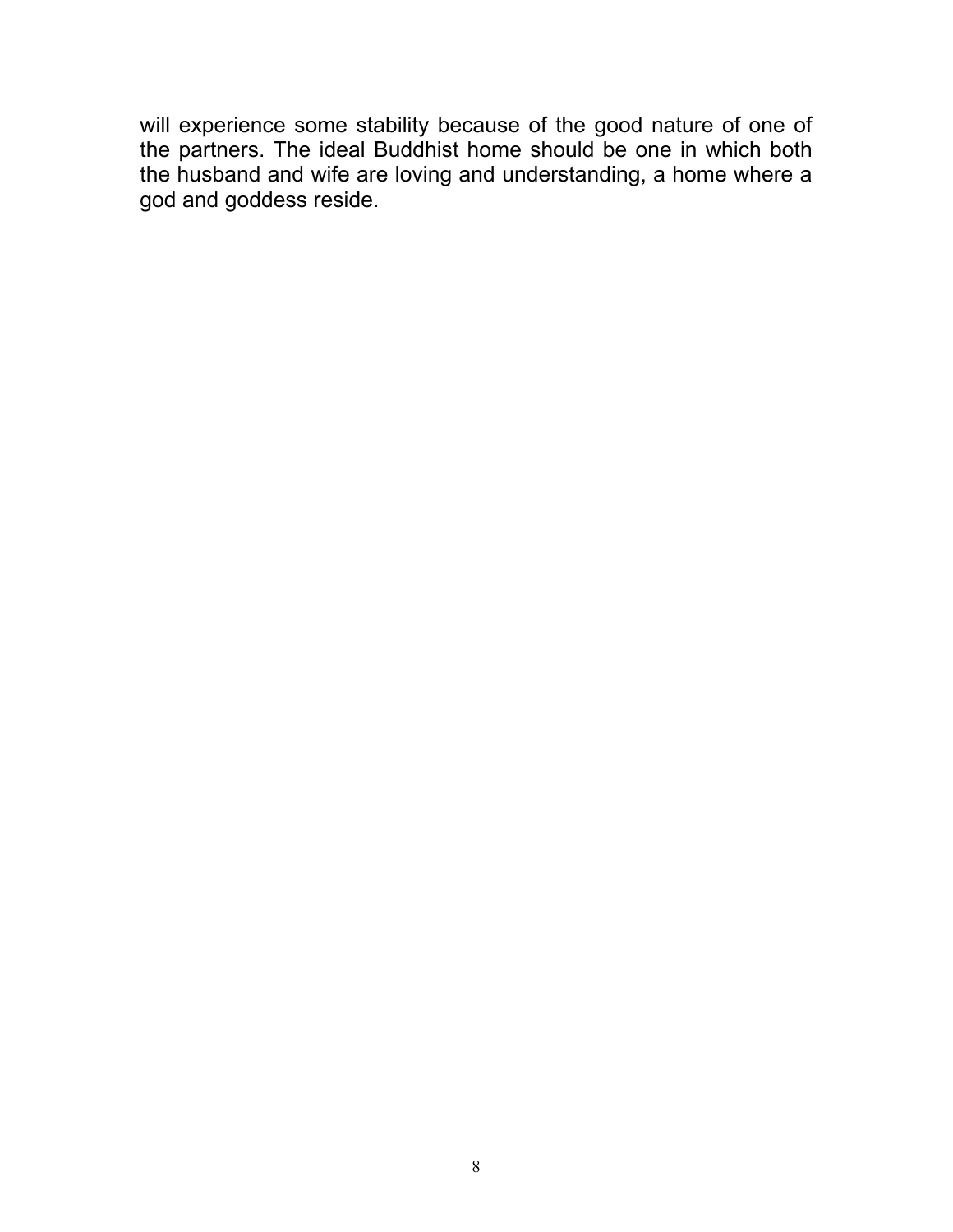will experience some stability because of the good nature of one of the partners. The ideal Buddhist home should be one in which both the husband and wife are loving and understanding, a home where a god and goddess reside.